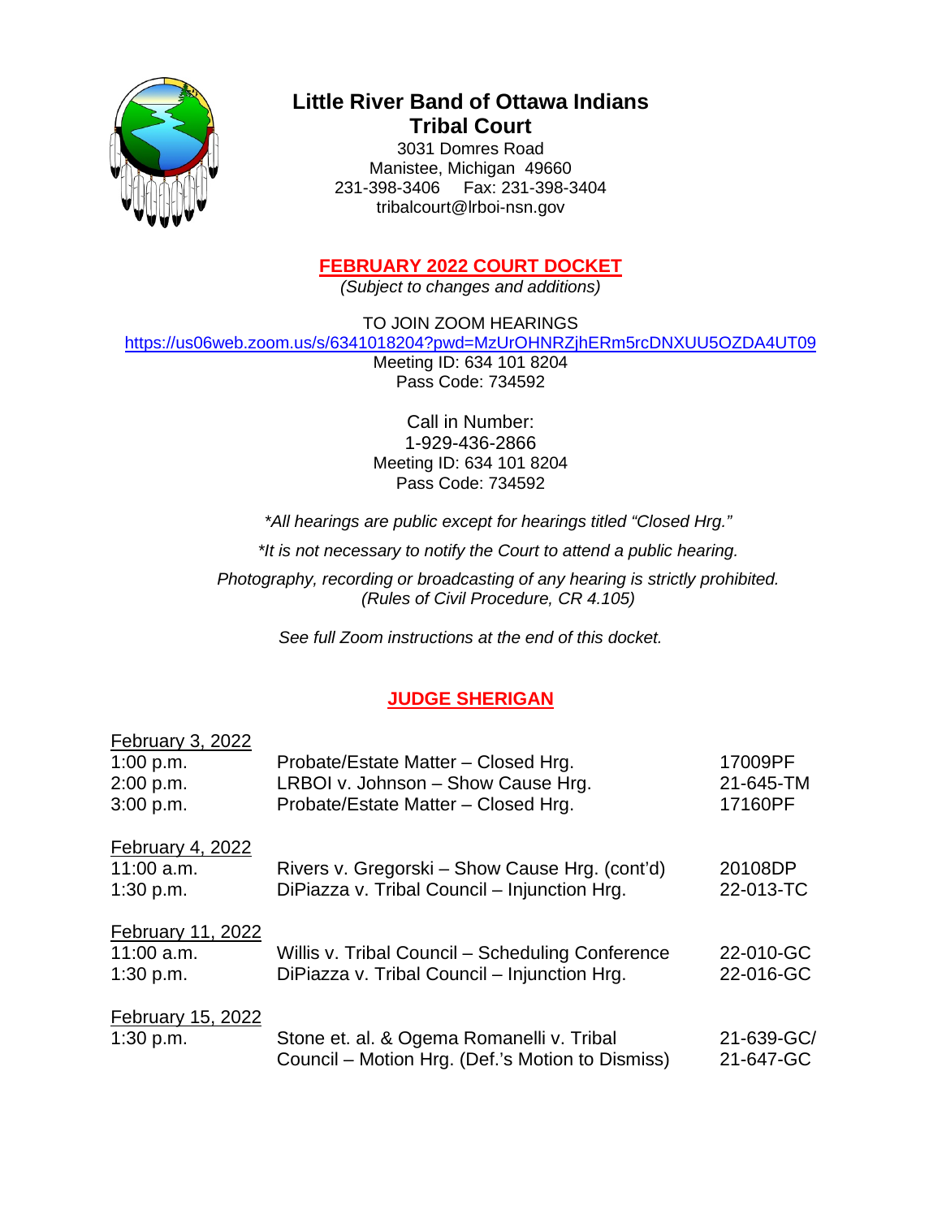# Little River Band of Ottawa Indians
# Tribal Court

3031 Domres Road
Manistee, Michigan 49660
231-398-3406    Fax: 231-398-3404
tribalcourt@lrboi-nsn.gov

## FEBRUARY 2022 COURT DOCKET

*(Subject to changes and additions)*

TO JOIN ZOOM HEARINGS
https://us06web.zoom.us/s/6341018204?pwd=MzUrOHNRZjhERm5rcDNXUU5OZDA4UT09
Meeting ID: 634 101 8204
Pass Code: 734592

Call in Number:
1-929-436-2866
Meeting ID: 634 101 8204
Pass Code: 734592

*\*All hearings are public except for hearings titled "Closed Hrg."*

*\*It is not necessary to notify the Court to attend a public hearing.*

*Photography, recording or broadcasting of any hearing is strictly prohibited. (Rules of Civil Procedure, CR 4.105)*

*See full Zoom instructions at the end of this docket.*

## JUDGE SHERIGAN

**February 3, 2022**

| | | |
|---|---|---|
| 1:00 p.m. | Probate/Estate Matter – Closed Hrg. | 17009PF |
| 2:00 p.m. | LRBOI v. Johnson – Show Cause Hrg. | 21-645-TM |
| 3:00 p.m. | Probate/Estate Matter – Closed Hrg. | 17160PF |

**February 4, 2022**

| | | |
|---|---|---|
| 11:00 a.m. | Rivers v. Gregorski – Show Cause Hrg. (cont'd) | 20108DP |
| 1:30 p.m. | DiPiazza v. Tribal Council – Injunction Hrg. | 22-013-TC |

**February 11, 2022**

| | | |
|---|---|---|
| 11:00 a.m. | Willis v. Tribal Council – Scheduling Conference | 22-010-GC |
| 1:30 p.m. | DiPiazza v. Tribal Council – Injunction Hrg. | 22-016-GC |

**February 15, 2022**

| | | |
|---|---|---|
| 1:30 p.m. | Stone et. al. & Ogema Romanelli v. Tribal Council – Motion Hrg. (Def.'s Motion to Dismiss) | 21-639-GC/ 21-647-GC |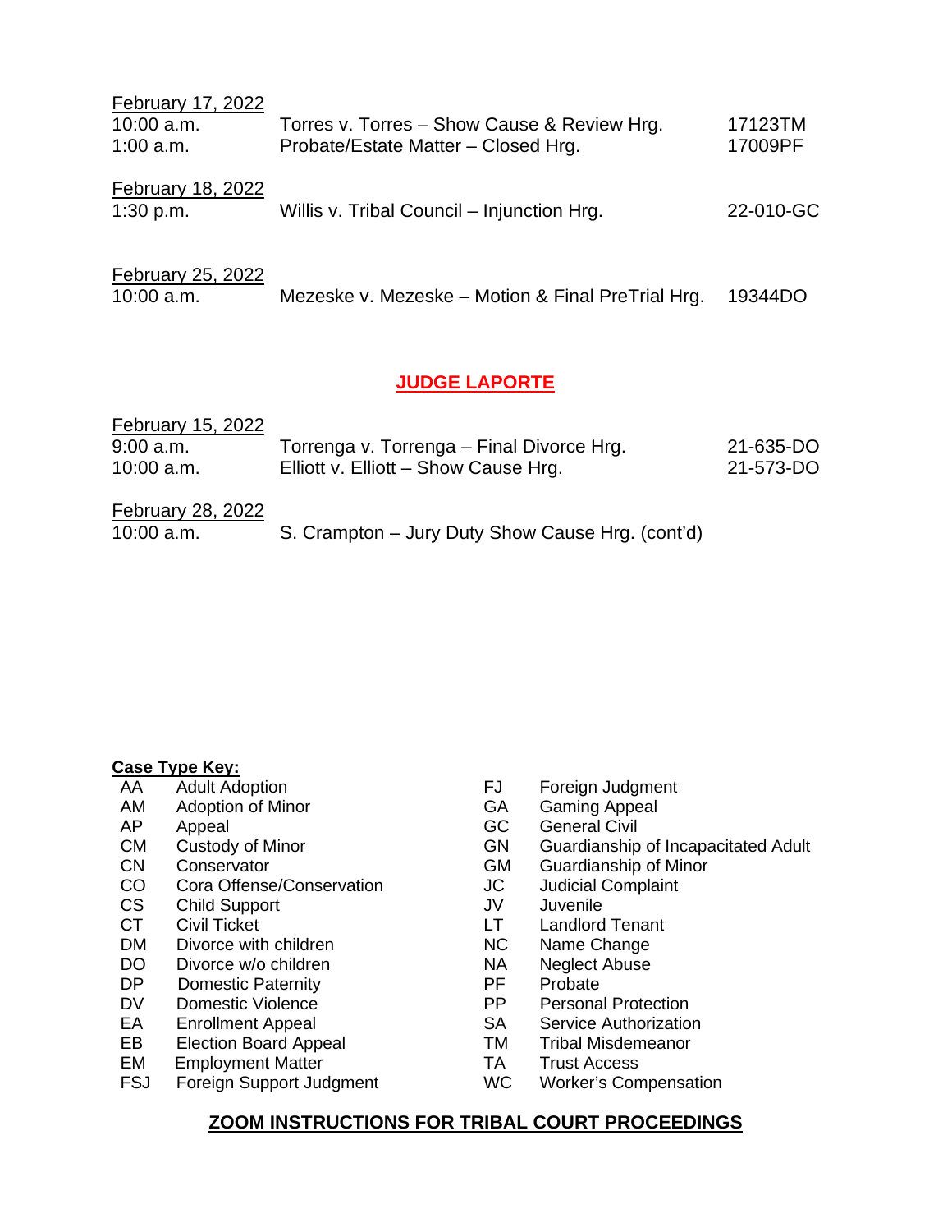<u>February 17, 2022</u>

| | | |
|---|---|---|
| 10:00 a.m. | Torres v. Torres – Show Cause & Review Hrg. | 17123TM |
| 1:00 a.m. | Probate/Estate Matter – Closed Hrg. | 17009PF |

<u>February 18, 2022</u>

| | | |
|---|---|---|
| 1:30 p.m. | Willis v. Tribal Council – Injunction Hrg. | 22-010-GC |

<u>February 25, 2022</u>

| | | |
|---|---|---|
| 10:00 a.m. | Mezeske v. Mezeske – Motion & Final PreTrial Hrg. | 19344DO |

## <u>**JUDGE LAPORTE**</u>

<u>February 15, 2022</u>

| | | |
|---|---|---|
| 9:00 a.m. | Torrenga v. Torrenga – Final Divorce Hrg. | 21-635-DO |
| 10:00 a.m. | Elliott v. Elliott – Show Cause Hrg. | 21-573-DO |

<u>February 28, 2022</u>

| | | |
|---|---|---|
| 10:00 a.m. | S. Crampton – Jury Duty Show Cause Hrg. (cont'd) | |

<u>**Case Type Key:**</u>

| | | | |
|---|---|---|---|
| AA | Adult Adoption | FJ | Foreign Judgment |
| AM | Adoption of Minor | GA | Gaming Appeal |
| AP | Appeal | GC | General Civil |
| CM | Custody of Minor | GN | Guardianship of Incapacitated Adult |
| CN | Conservator | GM | Guardianship of Minor |
| CO | Cora Offense/Conservation | JC | Judicial Complaint |
| CS | Child Support | JV | Juvenile |
| CT | Civil Ticket | LT | Landlord Tenant |
| DM | Divorce with children | NC | Name Change |
| DO | Divorce w/o children | NA | Neglect Abuse |
| DP | Domestic Paternity | PF | Probate |
| DV | Domestic Violence | PP | Personal Protection |
| EA | Enrollment Appeal | SA | Service Authorization |
| EB | Election Board Appeal | TM | Tribal Misdemeanor |
| EM | Employment Matter | TA | Trust Access |
| FSJ | Foreign Support Judgment | WC | Worker's Compensation |

## <u>**ZOOM INSTRUCTIONS FOR TRIBAL COURT PROCEEDINGS**</u>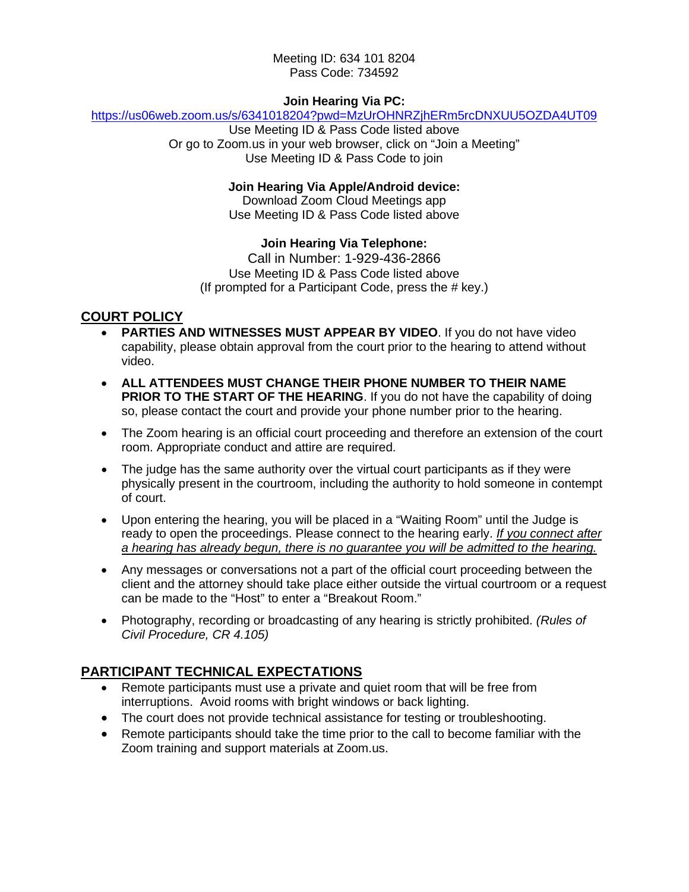Meeting ID: 634 101 8204
Pass Code: 734592

**Join Hearing Via PC:**

https://us06web.zoom.us/s/6341018204?pwd=MzUrOHNRZjhERm5rcDNXUU5OZDA4UT09

Use Meeting ID & Pass Code listed above

Or go to Zoom.us in your web browser, click on "Join a Meeting"

Use Meeting ID & Pass Code to join

**Join Hearing Via Apple/Android device:**

Download Zoom Cloud Meetings app

Use Meeting ID & Pass Code listed above

**Join Hearing Via Telephone:**

Call in Number: 1-929-436-2866

Use Meeting ID & Pass Code listed above

(If prompted for a Participant Code, press the # key.)

## COURT POLICY

- **PARTIES AND WITNESSES MUST APPEAR BY VIDEO**. If you do not have video capability, please obtain approval from the court prior to the hearing to attend without video.
- **ALL ATTENDEES MUST CHANGE THEIR PHONE NUMBER TO THEIR NAME PRIOR TO THE START OF THE HEARING**. If you do not have the capability of doing so, please contact the court and provide your phone number prior to the hearing.
- The Zoom hearing is an official court proceeding and therefore an extension of the court room. Appropriate conduct and attire are required.
- The judge has the same authority over the virtual court participants as if they were physically present in the courtroom, including the authority to hold someone in contempt of court.
- Upon entering the hearing, you will be placed in a "Waiting Room" until the Judge is ready to open the proceedings. Please connect to the hearing early. *If you connect after a hearing has already begun, there is no guarantee you will be admitted to the hearing.*
- Any messages or conversations not a part of the official court proceeding between the client and the attorney should take place either outside the virtual courtroom or a request can be made to the "Host" to enter a "Breakout Room."
- Photography, recording or broadcasting of any hearing is strictly prohibited. *(Rules of Civil Procedure, CR 4.105)*

## PARTICIPANT TECHNICAL EXPECTATIONS

- Remote participants must use a private and quiet room that will be free from interruptions. Avoid rooms with bright windows or back lighting.
- The court does not provide technical assistance for testing or troubleshooting.
- Remote participants should take the time prior to the call to become familiar with the Zoom training and support materials at Zoom.us.